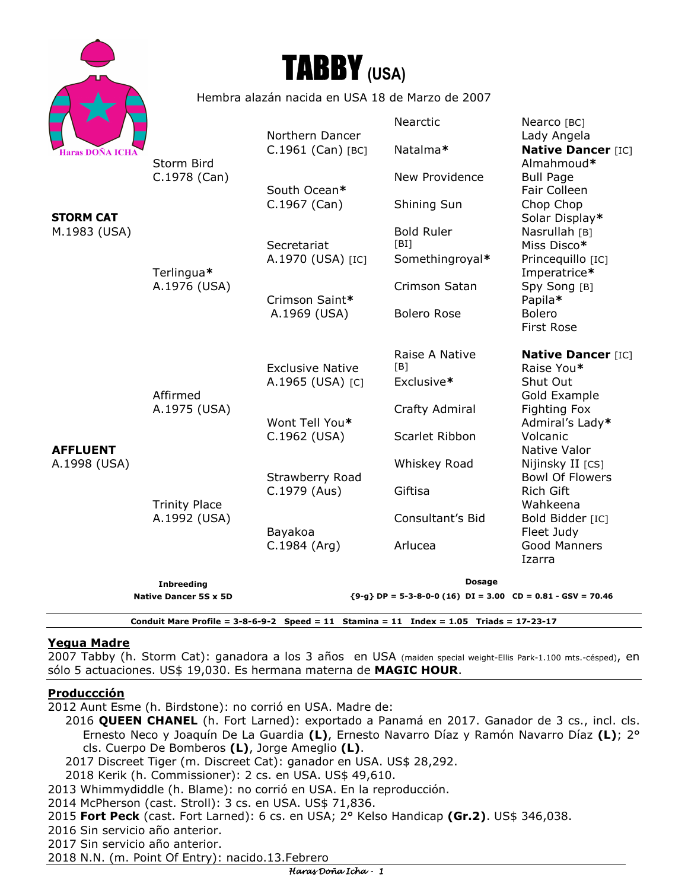# TABBY (USA)

Haras DOÑA ICHA

Hembra alazán nacida en USA 18 de Marzo de 2007

| | | | |
|---|---|---|---|
| **STORM CAT** M.1983 (USA) | Storm Bird C.1978 (Can) | Northern Dancer C.1961 (Can) [BC] | Nearctic | Nearco [BC] |
| | | | | Lady Angela |
| | | | Natalma* | **Native Dancer** [IC] |
| | | | | Almahmoud* |
| | | South Ocean* C.1967 (Can) | New Providence | Bull Page |
| | | | | Fair Colleen |
| | | | Shining Sun | Chop Chop |
| | | | | Solar Display* |
| | Terlingua* A.1976 (USA) | Secretariat A.1970 (USA) [IC] | Bold Ruler [BI] | Nasrullah [B] |
| | | | | Miss Disco* |
| | | | Somethingroyal* | Princequillo [IC] |
| | | | | Imperatrice* |
| | | Crimson Saint* A.1969 (USA) | Crimson Satan | Spy Song [B] |
| | | | | Papila* |
| | | | Bolero Rose | Bolero |
| | | | | First Rose |
| **AFFLUENT** A.1998 (USA) | Affirmed A.1975 (USA) | Exclusive Native A.1965 (USA) [C] | Raise A Native [B] | **Native Dancer** [IC] |
| | | | | Raise You* |
| | | | Exclusive* | Shut Out |
| | | | | Gold Example |
| | | Wont Tell You* C.1962 (USA) | Crafty Admiral | Fighting Fox |
| | | | | Admiral's Lady* |
| | | | Scarlet Ribbon | Volcanic |
| | | | | Native Valor |
| | Trinity Place A.1992 (USA) | Strawberry Road C.1979 (Aus) | Whiskey Road | Nijinsky II [CS] |
| | | | | Bowl Of Flowers |
| | | | Giftisa | Rich Gift |
| | | | | Wahkeena |
| | | Bayakoa C.1984 (Arg) | Consultant's Bid | Bold Bidder [IC] |
| | | | | Fleet Judy |
| | | | Arlucea | Good Manners |
| | | | | Izarra |

**Inbreeding**
**Native Dancer 5S x 5D**

**Dosage**
**{9-g} DP = 5-3-8-0-0 (16) DI = 3.00 CD = 0.81 - GSV = 70.46**

**Conduit Mare Profile = 3-8-6-9-2 Speed = 11 Stamina = 11 Index = 1.05 Triads = 17-23-17**

## Yegua Madre

2007 Tabby (h. Storm Cat): ganadora a los 3 años en USA (maiden special weight-Ellis Park-1.100 mts.-césped), en sólo 5 actuaciones. US$ 19,030. Es hermana materna de **MAGIC HOUR**.

## Produccción

2012 Aunt Esme (h. Birdstone): no corrió en USA. Madre de:
- 2016 **QUEEN CHANEL** (h. Fort Larned): exportado a Panamá en 2017. Ganador de 3 cs., incl. cls. Ernesto Neco y Joaquín De La Guardia **(L)**, Ernesto Navarro Díaz y Ramón Navarro Díaz **(L)**; 2° cls. Cuerpo De Bomberos **(L)**, Jorge Ameglio **(L)**.
- 2017 Discreet Tiger (m. Discreet Cat): ganador en USA. US$ 28,292.
- 2018 Kerik (h. Commissioner): 2 cs. en USA. US$ 49,610.

2013 Whimmydiddle (h. Blame): no corrió en USA. En la reproducción.
2014 McPherson (cast. Stroll): 3 cs. en USA. US$ 71,836.
2015 **Fort Peck** (cast. Fort Larned): 6 cs. en USA; 2° Kelso Handicap **(Gr.2)**. US$ 346,038.
2016 Sin servicio año anterior.
2017 Sin servicio año anterior.
2018 N.N. (m. Point Of Entry): nacido.13.Febrero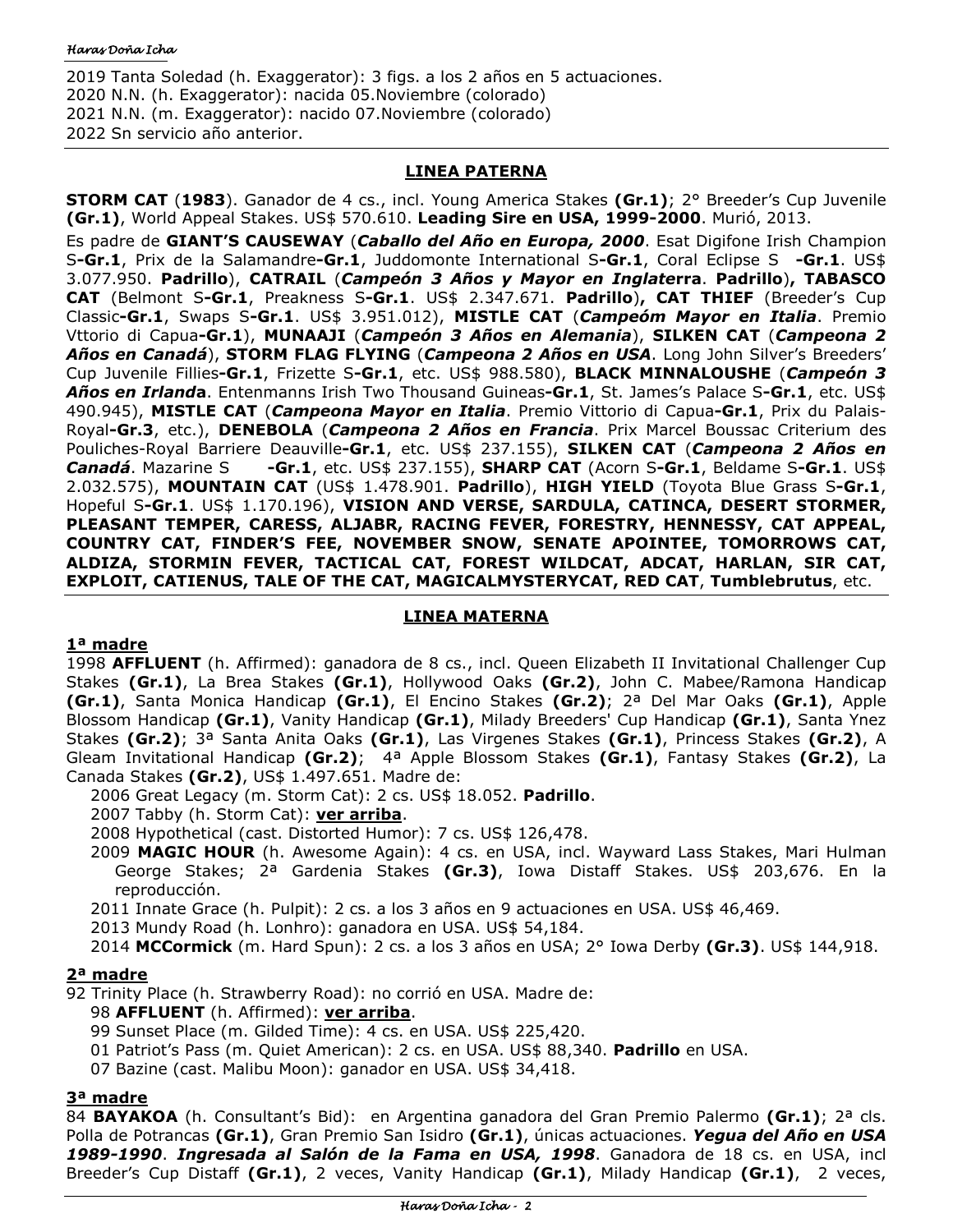2019 Tanta Soledad (h. Exaggerator): 3 figs. a los 2 años en 5 actuaciones.
2020 N.N. (h. Exaggerator): nacida 05.Noviembre (colorado)
2021 N.N. (m. Exaggerator): nacido 07.Noviembre (colorado)
2022 Sn servicio año anterior.

## LINEA PATERNA

**STORM CAT** (**1983**). Ganador de 4 cs., incl. Young America Stakes **(Gr.1)**; 2° Breeder's Cup Juvenile **(Gr.1)**, World Appeal Stakes. US$ 570.610. **Leading Sire en USA, 1999-2000**. Murió, 2013.

Es padre de **GIANT'S CAUSEWAY** (***Caballo del Año en Europa, 2000***. Esat Digifone Irish Champion S**-Gr.1**, Prix de la Salamandre**-Gr.1**, Juddomonte International S**-Gr.1**, Coral Eclipse S **-Gr.1**. US$ 3.077.950. **Padrillo**), **CATRAIL** (***Campeón 3 Años y Mayor en Inglaterra***. **Padrillo**)**, TABASCO CAT** (Belmont S**-Gr.1**, Preakness S**-Gr.1**. US$ 2.347.671. **Padrillo**)**, CAT THIEF** (Breeder's Cup Classic**-Gr.1**, Swaps S**-Gr.1**. US$ 3.951.012), **MISTLE CAT** (***Campeóm Mayor en Italia***. Premio Vttorio di Capua**-Gr.1**), **MUNAAJI** (***Campeón 3 Años en Alemania***), **SILKEN CAT** (***Campeona 2 Años en Canadá***), **STORM FLAG FLYING** (***Campeona 2 Años en USA***. Long John Silver's Breeders' Cup Juvenile Fillies**-Gr.1**, Frizette S**-Gr.1**, etc. US$ 988.580), **BLACK MINNALOUSHE** (***Campeón 3 Años en Irlanda***. Entenmanns Irish Two Thousand Guineas**-Gr.1**, St. James's Palace S**-Gr.1**, etc. US$ 490.945), **MISTLE CAT** (***Campeona Mayor en Italia***. Premio Vittorio di Capua**-Gr.1**, Prix du Palais-Royal**-Gr.3**, etc.), **DENEBOLA** (***Campeona 2 Años en Francia***. Prix Marcel Boussac Criterium des Pouliches-Royal Barriere Deauville**-Gr.1**, etc. US$ 237.155), **SILKEN CAT** (***Campeona 2 Años en Canadá***. Mazarine S **-Gr.1**, etc. US$ 237.155), **SHARP CAT** (Acorn S**-Gr.1**, Beldame S**-Gr.1**. US$ 2.032.575), **MOUNTAIN CAT** (US$ 1.478.901. **Padrillo**), **HIGH YIELD** (Toyota Blue Grass S**-Gr.1**, Hopeful S**-Gr.1**. US$ 1.170.196), **VISION AND VERSE, SARDULA, CATINCA, DESERT STORMER, PLEASANT TEMPER, CARESS, ALJABR, RACING FEVER, FORESTRY, HENNESSY, CAT APPEAL, COUNTRY CAT, FINDER'S FEE, NOVEMBER SNOW, SENATE APOINTEE, TOMORROWS CAT, ALDIZA, STORMIN FEVER, TACTICAL CAT, FOREST WILDCAT, ADCAT, HARLAN, SIR CAT, EXPLOIT, CATIENUS, TALE OF THE CAT, MAGICALMYSTERYCAT, RED CAT**, **Tumblebrutus**, etc.

## LINEA MATERNA

### 1ª madre

1998 **AFFLUENT** (h. Affirmed): ganadora de 8 cs., incl. Queen Elizabeth II Invitational Challenger Cup Stakes **(Gr.1)**, La Brea Stakes **(Gr.1)**, Hollywood Oaks **(Gr.2)**, John C. Mabee/Ramona Handicap **(Gr.1)**, Santa Monica Handicap **(Gr.1)**, El Encino Stakes **(Gr.2)**; 2ª Del Mar Oaks **(Gr.1)**, Apple Blossom Handicap **(Gr.1)**, Vanity Handicap **(Gr.1)**, Milady Breeders' Cup Handicap **(Gr.1)**, Santa Ynez Stakes **(Gr.2)**; 3ª Santa Anita Oaks **(Gr.1)**, Las Virgenes Stakes **(Gr.1)**, Princess Stakes **(Gr.2)**, A Gleam Invitational Handicap **(Gr.2)**; 4ª Apple Blossom Stakes **(Gr.1)**, Fantasy Stakes **(Gr.2)**, La Canada Stakes **(Gr.2)**, US$ 1.497.651. Madre de:

- 2006 Great Legacy (m. Storm Cat): 2 cs. US$ 18.052. **Padrillo**.
- 2007 Tabby (h. Storm Cat): **ver arriba**.
- 2008 Hypothetical (cast. Distorted Humor): 7 cs. US$ 126,478.
- 2009 **MAGIC HOUR** (h. Awesome Again): 4 cs. en USA, incl. Wayward Lass Stakes, Mari Hulman George Stakes; 2ª Gardenia Stakes **(Gr.3)**, Iowa Distaff Stakes. US$ 203,676. En la reproducción.
- 2011 Innate Grace (h. Pulpit): 2 cs. a los 3 años en 9 actuaciones en USA. US$ 46,469.
- 2013 Mundy Road (h. Lonhro): ganadora en USA. US$ 54,184.
- 2014 **MCCormick** (m. Hard Spun): 2 cs. a los 3 años en USA; 2° Iowa Derby **(Gr.3)**. US$ 144,918.

### 2ª madre

92 Trinity Place (h. Strawberry Road): no corrió en USA. Madre de:

- 98 **AFFLUENT** (h. Affirmed): **ver arriba**.
- 99 Sunset Place (m. Gilded Time): 4 cs. en USA. US$ 225,420.
- 01 Patriot's Pass (m. Quiet American): 2 cs. en USA. US$ 88,340. **Padrillo** en USA.
- 07 Bazine (cast. Malibu Moon): ganador en USA. US$ 34,418.

### 3ª madre

84 **BAYAKOA** (h. Consultant's Bid): en Argentina ganadora del Gran Premio Palermo **(Gr.1)**; 2ª cls. Polla de Potrancas **(Gr.1)**, Gran Premio San Isidro **(Gr.1)**, únicas actuaciones. ***Yegua del Año en USA 1989-1990***. ***Ingresada al Salón de la Fama en USA, 1998***. Ganadora de 18 cs. en USA, incl Breeder's Cup Distaff **(Gr.1)**, 2 veces, Vanity Handicap **(Gr.1)**, Milady Handicap **(Gr.1)**, 2 veces,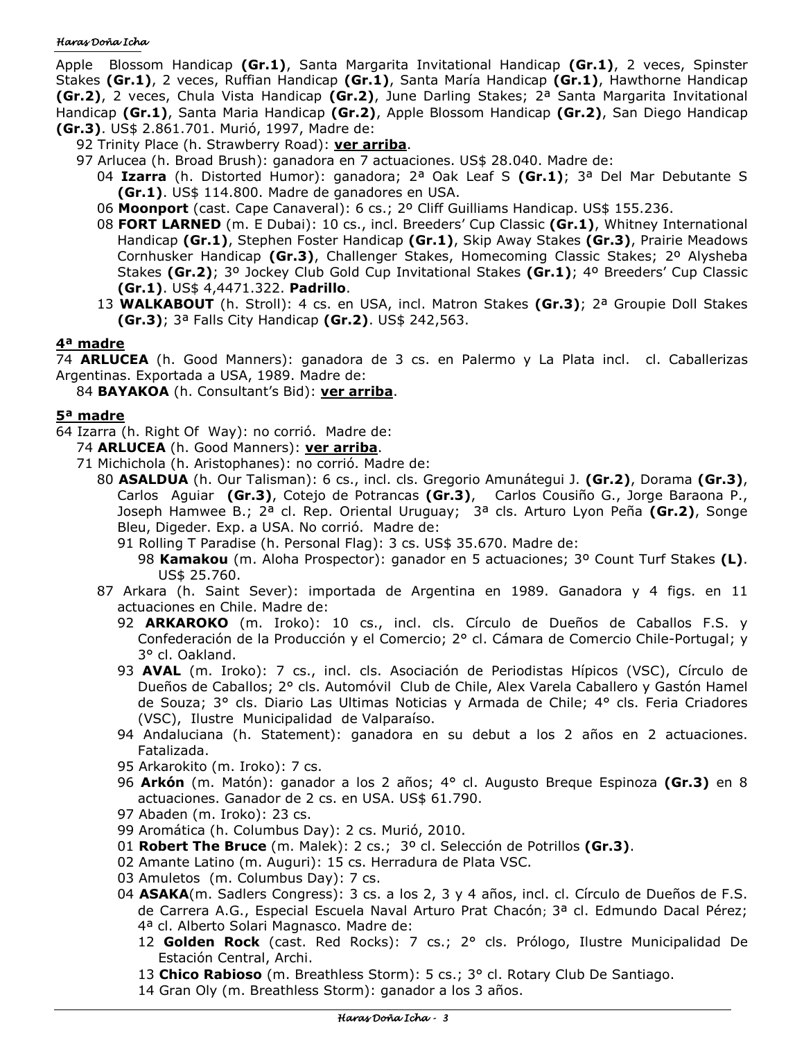Apple Blossom Handicap **(Gr.1)**, Santa Margarita Invitational Handicap **(Gr.1)**, 2 veces, Spinster Stakes **(Gr.1)**, 2 veces, Ruffian Handicap **(Gr.1)**, Santa María Handicap **(Gr.1)**, Hawthorne Handicap **(Gr.2)**, 2 veces, Chula Vista Handicap **(Gr.2)**, June Darling Stakes; 2ª Santa Margarita Invitational Handicap **(Gr.1)**, Santa Maria Handicap **(Gr.2)**, Apple Blossom Handicap **(Gr.2)**, San Diego Handicap **(Gr.3)**. US$ 2.861.701. Murió, 1997, Madre de:

- 92 Trinity Place (h. Strawberry Road): **ver arriba**.
- 97 Arlucea (h. Broad Brush): ganadora en 7 actuaciones. US$ 28.040. Madre de:
  - 04 **Izarra** (h. Distorted Humor): ganadora; 2ª Oak Leaf S **(Gr.1)**; 3ª Del Mar Debutante S **(Gr.1)**. US$ 114.800. Madre de ganadores en USA.
  - 06 **Moonport** (cast. Cape Canaveral): 6 cs.; 2º Cliff Guilliams Handicap. US$ 155.236.
  - 08 **FORT LARNED** (m. E Dubai): 10 cs., incl. Breeders' Cup Classic **(Gr.1)**, Whitney International Handicap **(Gr.1)**, Stephen Foster Handicap **(Gr.1)**, Skip Away Stakes **(Gr.3)**, Prairie Meadows Cornhusker Handicap **(Gr.3)**, Challenger Stakes, Homecoming Classic Stakes; 2º Alysheba Stakes **(Gr.2)**; 3º Jockey Club Gold Cup Invitational Stakes **(Gr.1)**; 4º Breeders' Cup Classic **(Gr.1)**. US$ 4,4471.322. **Padrillo**.
  - 13 **WALKABOUT** (h. Stroll): 4 cs. en USA, incl. Matron Stakes **(Gr.3)**; 2ª Groupie Doll Stakes **(Gr.3)**; 3ª Falls City Handicap **(Gr.2)**. US$ 242,563.

## 4ª madre

74 **ARLUCEA** (h. Good Manners): ganadora de 3 cs. en Palermo y La Plata incl. cl. Caballerizas Argentinas. Exportada a USA, 1989. Madre de:

- 84 **BAYAKOA** (h. Consultant's Bid): **ver arriba**.

## 5ª madre

64 Izarra (h. Right Of Way): no corrió. Madre de:

- 74 **ARLUCEA** (h. Good Manners): **ver arriba**.
- 71 Michichola (h. Aristophanes): no corrió. Madre de:
  - 80 **ASALDUA** (h. Our Talisman): 6 cs., incl. cls. Gregorio Amunátegui J. **(Gr.2)**, Dorama **(Gr.3)**, Carlos Aguiar **(Gr.3)**, Cotejo de Potrancas **(Gr.3)**, Carlos Cousiño G., Jorge Baraona P., Joseph Hamwee B.; 2ª cl. Rep. Oriental Uruguay; 3ª cls. Arturo Lyon Peña **(Gr.2)**, Songe Bleu, Digeder. Exp. a USA. No corrió. Madre de:
    - 91 Rolling T Paradise (h. Personal Flag): 3 cs. US$ 35.670. Madre de:
      - 98 **Kamakou** (m. Aloha Prospector): ganador en 5 actuaciones; 3º Count Turf Stakes **(L)**. US$ 25.760.
  - 87 Arkara (h. Saint Sever): importada de Argentina en 1989. Ganadora y 4 figs. en 11 actuaciones en Chile. Madre de:
    - 92 **ARKAROKO** (m. Iroko): 10 cs., incl. cls. Círculo de Dueños de Caballos F.S. y Confederación de la Producción y el Comercio; 2° cl. Cámara de Comercio Chile-Portugal; y 3° cl. Oakland.
    - 93 **AVAL** (m. Iroko): 7 cs., incl. cls. Asociación de Periodistas Hípicos (VSC), Círculo de Dueños de Caballos; 2° cls. Automóvil Club de Chile, Alex Varela Caballero y Gastón Hamel de Souza; 3° cls. Diario Las Ultimas Noticias y Armada de Chile; 4° cls. Feria Criadores (VSC), Ilustre Municipalidad de Valparaíso.
    - 94 Andaluciana (h. Statement): ganadora en su debut a los 2 años en 2 actuaciones. Fatalizada.
    - 95 Arkarokito (m. Iroko): 7 cs.
    - 96 **Arkón** (m. Matón): ganador a los 2 años; 4° cl. Augusto Breque Espinoza **(Gr.3)** en 8 actuaciones. Ganador de 2 cs. en USA. US$ 61.790.
    - 97 Abaden (m. Iroko): 23 cs.
    - 99 Aromática (h. Columbus Day): 2 cs. Murió, 2010.
    - 01 **Robert The Bruce** (m. Malek): 2 cs.; 3º cl. Selección de Potrillos **(Gr.3)**.
    - 02 Amante Latino (m. Auguri): 15 cs. Herradura de Plata VSC.
    - 03 Amuletos (m. Columbus Day): 7 cs.
    - 04 **ASAKA**(m. Sadlers Congress): 3 cs. a los 2, 3 y 4 años, incl. cl. Círculo de Dueños de F.S. de Carrera A.G., Especial Escuela Naval Arturo Prat Chacón; 3ª cl. Edmundo Dacal Pérez; 4ª cl. Alberto Solari Magnasco. Madre de:
      - 12 **Golden Rock** (cast. Red Rocks): 7 cs.; 2° cls. Prólogo, Ilustre Municipalidad De Estación Central, Archi.
      - 13 **Chico Rabioso** (m. Breathless Storm): 5 cs.; 3° cl. Rotary Club De Santiago.
      - 14 Gran Oly (m. Breathless Storm): ganador a los 3 años.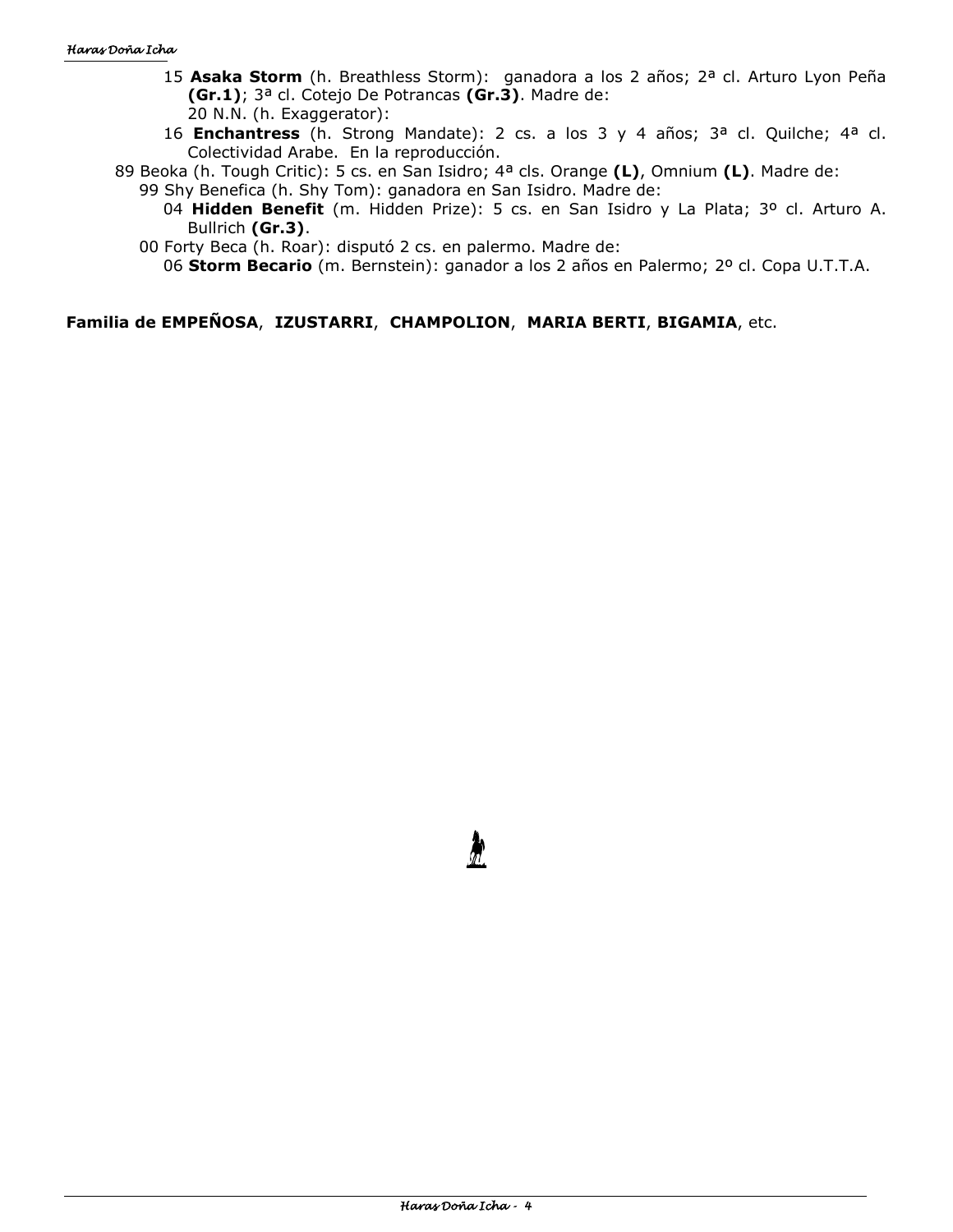15 **Asaka Storm** (h. Breathless Storm): ganadora a los 2 años; 2ª cl. Arturo Lyon Peña **(Gr.1)**; 3ª cl. Cotejo De Potrancas **(Gr.3)**. Madre de:

20 N.N. (h. Exaggerator):

16 **Enchantress** (h. Strong Mandate): 2 cs. a los 3 y 4 años; 3ª cl. Quilche; 4ª cl. Colectividad Arabe. En la reproducción.

89 Beoka (h. Tough Critic): 5 cs. en San Isidro; 4ª cls. Orange **(L)**, Omnium **(L)**. Madre de:

99 Shy Benefica (h. Shy Tom): ganadora en San Isidro. Madre de:

04 **Hidden Benefit** (m. Hidden Prize): 5 cs. en San Isidro y La Plata; 3º cl. Arturo A. Bullrich **(Gr.3)**.

00 Forty Beca (h. Roar): disputó 2 cs. en palermo. Madre de:

06 **Storm Becario** (m. Bernstein): ganador a los 2 años en Palermo; 2º cl. Copa U.T.T.A.

**Familia de EMPEÑOSA**, **IZUSTARRI**, **CHAMPOLION**, **MARIA BERTI**, **BIGAMIA**, etc.